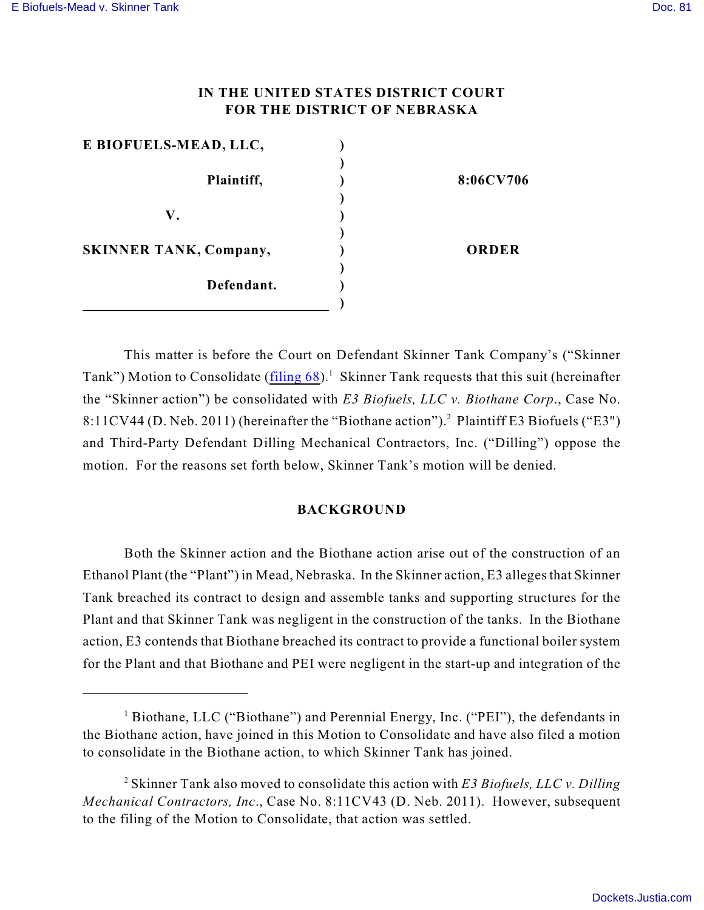IN THE UNITED STATES DISTRICT COURT
FOR THE DISTRICT OF NEBRASKA

| | | |
|---|---|---|
| **E BIOFUELS-MEAD, LLC,** | ) | |
| | ) | |
| **Plaintiff,** | ) | **8:06CV706** |
| | ) | |
| **V.** | ) | |
| | ) | |
| **SKINNER TANK, Company,** | ) | **ORDER** |
| | ) | |
| **Defendant.** | ) | |
| | ) | |

This matter is before the Court on Defendant Skinner Tank Company's ("Skinner Tank") Motion to Consolidate (filing 68).[1] Skinner Tank requests that this suit (hereinafter the "Skinner action") be consolidated with *E3 Biofuels, LLC v. Biothane Corp*., Case No. 8:11CV44 (D. Neb. 2011) (hereinafter the "Biothane action").[2] Plaintiff E3 Biofuels ("E3") and Third-Party Defendant Dilling Mechanical Contractors, Inc. ("Dilling") oppose the motion. For the reasons set forth below, Skinner Tank's motion will be denied.

## BACKGROUND

Both the Skinner action and the Biothane action arise out of the construction of an Ethanol Plant (the "Plant") in Mead, Nebraska. In the Skinner action, E3 alleges that Skinner Tank breached its contract to design and assemble tanks and supporting structures for the Plant and that Skinner Tank was negligent in the construction of the tanks. In the Biothane action, E3 contends that Biothane breached its contract to provide a functional boiler system for the Plant and that Biothane and PEI were negligent in the start-up and integration of the

[1] Biothane, LLC ("Biothane") and Perennial Energy, Inc. ("PEI"), the defendants in the Biothane action, have joined in this Motion to Consolidate and have also filed a motion to consolidate in the Biothane action, to which Skinner Tank has joined.

[2] Skinner Tank also moved to consolidate this action with *E3 Biofuels, LLC v. Dilling Mechanical Contractors, Inc*., Case No. 8:11CV43 (D. Neb. 2011). However, subsequent to the filing of the Motion to Consolidate, that action was settled.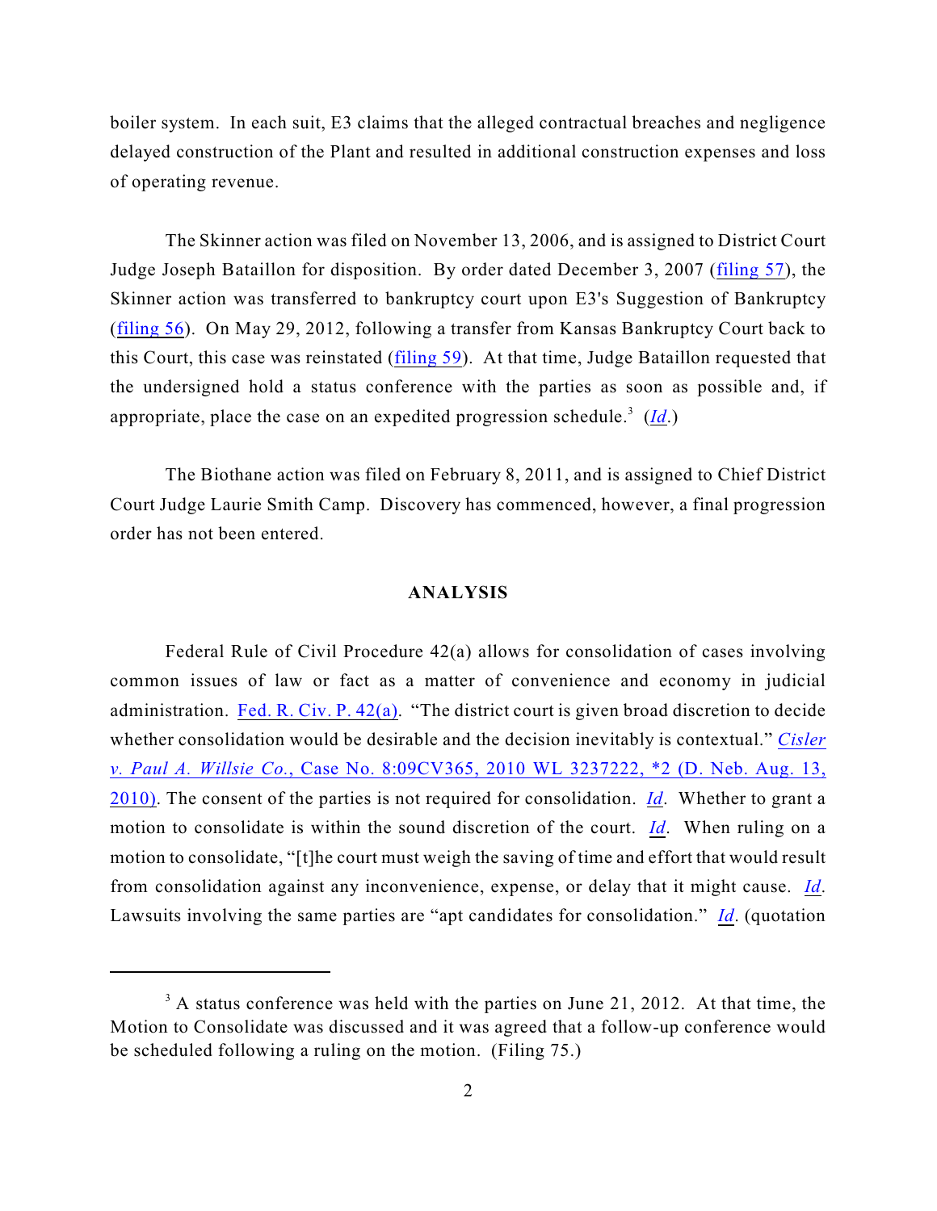boiler system. In each suit, E3 claims that the alleged contractual breaches and negligence delayed construction of the Plant and resulted in additional construction expenses and loss of operating revenue.

The Skinner action was filed on November 13, 2006, and is assigned to District Court Judge Joseph Bataillon for disposition. By order dated December 3, 2007 (filing 57), the Skinner action was transferred to bankruptcy court upon E3's Suggestion of Bankruptcy (filing 56). On May 29, 2012, following a transfer from Kansas Bankruptcy Court back to this Court, this case was reinstated (filing 59). At that time, Judge Bataillon requested that the undersigned hold a status conference with the parties as soon as possible and, if appropriate, place the case on an expedited progression schedule.[3] (*Id*.)

The Biothane action was filed on February 8, 2011, and is assigned to Chief District Court Judge Laurie Smith Camp. Discovery has commenced, however, a final progression order has not been entered.

## ANALYSIS

Federal Rule of Civil Procedure 42(a) allows for consolidation of cases involving common issues of law or fact as a matter of convenience and economy in judicial administration. Fed. R. Civ. P. 42(a). "The district court is given broad discretion to decide whether consolidation would be desirable and the decision inevitably is contextual." *Cisler v. Paul A. Willsie Co.*, Case No. 8:09CV365, 2010 WL 3237222, *2 (D. Neb. Aug. 13, 2010). The consent of the parties is not required for consolidation. *Id*. Whether to grant a motion to consolidate is within the sound discretion of the court. *Id*. When ruling on a motion to consolidate, "[t]he court must weigh the saving of time and effort that would result from consolidation against any inconvenience, expense, or delay that it might cause. *Id*. Lawsuits involving the same parties are "apt candidates for consolidation." *Id*. (quotation

[3] A status conference was held with the parties on June 21, 2012. At that time, the Motion to Consolidate was discussed and it was agreed that a follow-up conference would be scheduled following a ruling on the motion. (Filing 75.)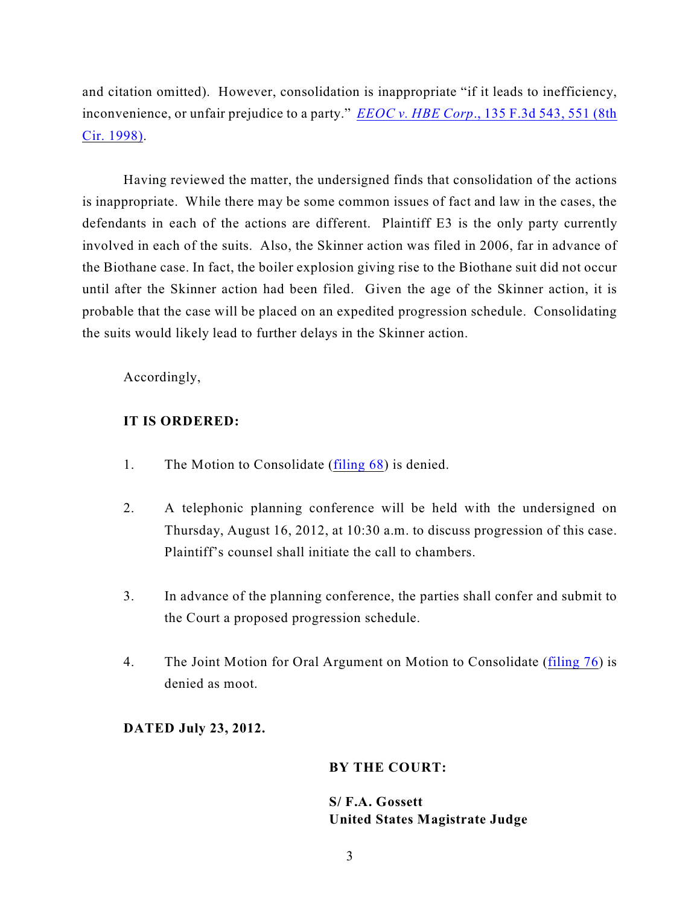and citation omitted). However, consolidation is inappropriate "if it leads to inefficiency, inconvenience, or unfair prejudice to a party." *EEOC v. HBE Corp*., 135 F.3d 543, 551 (8th Cir. 1998).

Having reviewed the matter, the undersigned finds that consolidation of the actions is inappropriate. While there may be some common issues of fact and law in the cases, the defendants in each of the actions are different. Plaintiff E3 is the only party currently involved in each of the suits. Also, the Skinner action was filed in 2006, far in advance of the Biothane case. In fact, the boiler explosion giving rise to the Biothane suit did not occur until after the Skinner action had been filed. Given the age of the Skinner action, it is probable that the case will be placed on an expedited progression schedule. Consolidating the suits would likely lead to further delays in the Skinner action.

Accordingly,

**IT IS ORDERED:**

1. The Motion to Consolidate (filing 68) is denied.

2. A telephonic planning conference will be held with the undersigned on Thursday, August 16, 2012, at 10:30 a.m. to discuss progression of this case. Plaintiff's counsel shall initiate the call to chambers.

3. In advance of the planning conference, the parties shall confer and submit to the Court a proposed progression schedule.

4. The Joint Motion for Oral Argument on Motion to Consolidate (filing 76) is denied as moot.

**DATED July 23, 2012.**

**BY THE COURT:**

**S/ F.A. Gossett**
**United States Magistrate Judge**